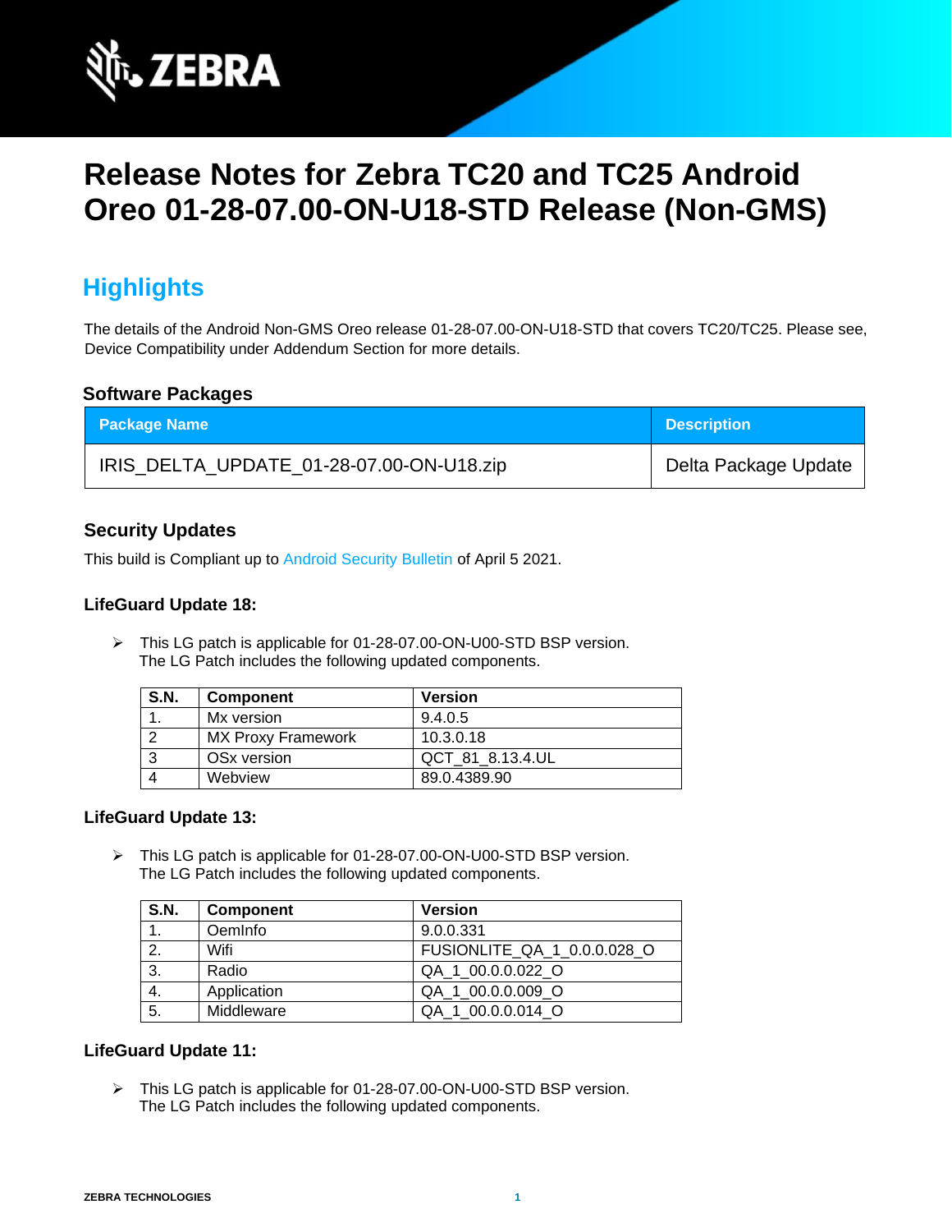# Release Notes for Zebra TC20 and TC25 Android Oreo 01-28-07.00-ON-U18-STD Release (Non-GMS)

## Highlights

The details of the Android Non-GMS Oreo release 01-28-07.00-ON-U18-STD that covers TC20/TC25. Please see, Device Compatibility under Addendum Section for more details.

### Software Packages

| Package Name | Description |
| --- | --- |
| IRIS_DELTA_UPDATE_01-28-07.00-ON-U18.zip | Delta Package Update |

### Security Updates

This build is Compliant up to Android Security Bulletin of April 5 2021.

#### LifeGuard Update 18:

- This LG patch is applicable for 01-28-07.00-ON-U00-STD BSP version.
  The LG Patch includes the following updated components.

| S.N. | Component | Version |
| --- | --- | --- |
| 1. | Mx version | 9.4.0.5 |
| 2 | MX Proxy Framework | 10.3.0.18 |
| 3 | OSx version | QCT_81_8.13.4.UL |
| 4 | Webview | 89.0.4389.90 |

#### LifeGuard Update 13:

- This LG patch is applicable for 01-28-07.00-ON-U00-STD BSP version.
  The LG Patch includes the following updated components.

| S.N. | Component | Version |
| --- | --- | --- |
| 1. | OemInfo | 9.0.0.331 |
| 2. | Wifi | FUSIONLITE_QA_1_0.0.0.028_O |
| 3. | Radio | QA_1_00.0.0.022_O |
| 4. | Application | QA_1_00.0.0.009_O |
| 5. | Middleware | QA_1_00.0.0.014_O |

#### LifeGuard Update 11:

- This LG patch is applicable for 01-28-07.00-ON-U00-STD BSP version.
  The LG Patch includes the following updated components.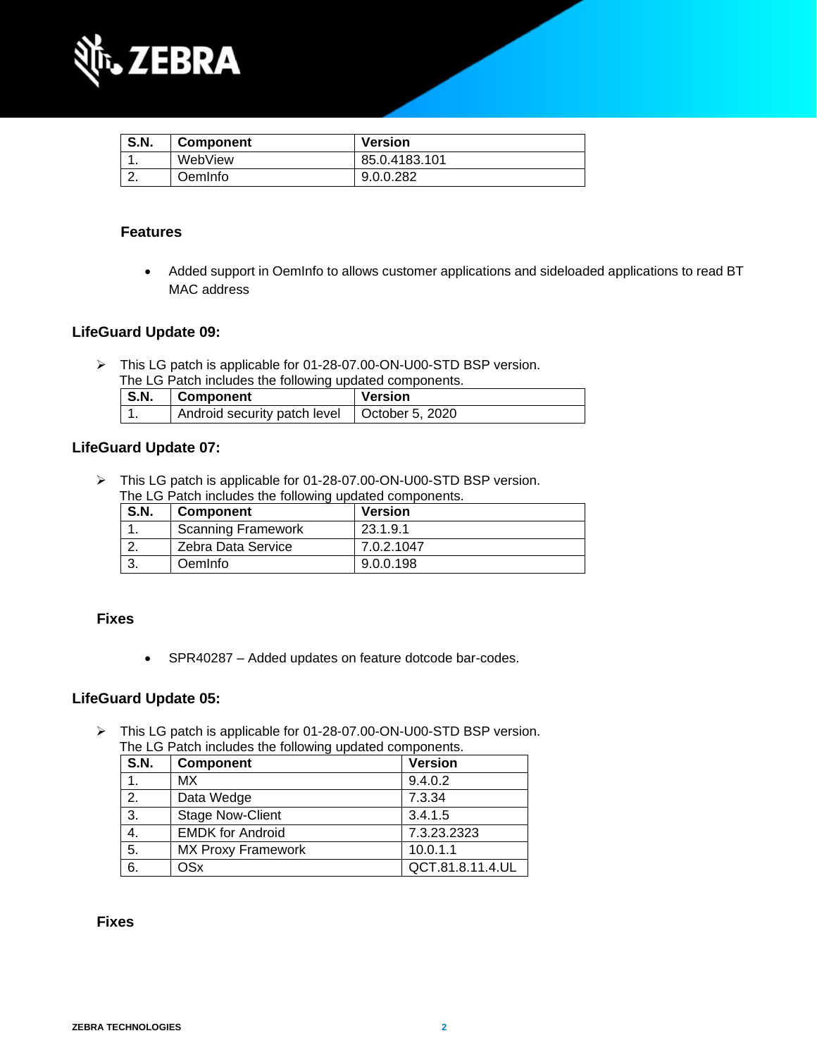| S.N. | Component | Version |
|---|---|---|
| 1. | WebView | 85.0.4183.101 |
| 2. | OemInfo | 9.0.0.282 |

### Features

- Added support in OemInfo to allows customer applications and sideloaded applications to read BT MAC address

## LifeGuard Update 09:

➢ This LG patch is applicable for 01-28-07.00-ON-U00-STD BSP version.
The LG Patch includes the following updated components.

| S.N. | Component | Version |
|---|---|---|
| 1. | Android security patch level | October 5, 2020 |

## LifeGuard Update 07:

➢ This LG patch is applicable for 01-28-07.00-ON-U00-STD BSP version.
The LG Patch includes the following updated components.

| S.N. | Component | Version |
|---|---|---|
| 1. | Scanning Framework | 23.1.9.1 |
| 2. | Zebra Data Service | 7.0.2.1047 |
| 3. | OemInfo | 9.0.0.198 |

### Fixes

- SPR40287 – Added updates on feature dotcode bar-codes.

## LifeGuard Update 05:

➢ This LG patch is applicable for 01-28-07.00-ON-U00-STD BSP version.
The LG Patch includes the following updated components.

| S.N. | Component | Version |
|---|---|---|
| 1. | MX | 9.4.0.2 |
| 2. | Data Wedge | 7.3.34 |
| 3. | Stage Now-Client | 3.4.1.5 |
| 4. | EMDK for Android | 7.3.23.2323 |
| 5. | MX Proxy Framework | 10.0.1.1 |
| 6. | OSx | QCT.81.8.11.4.UL |

### Fixes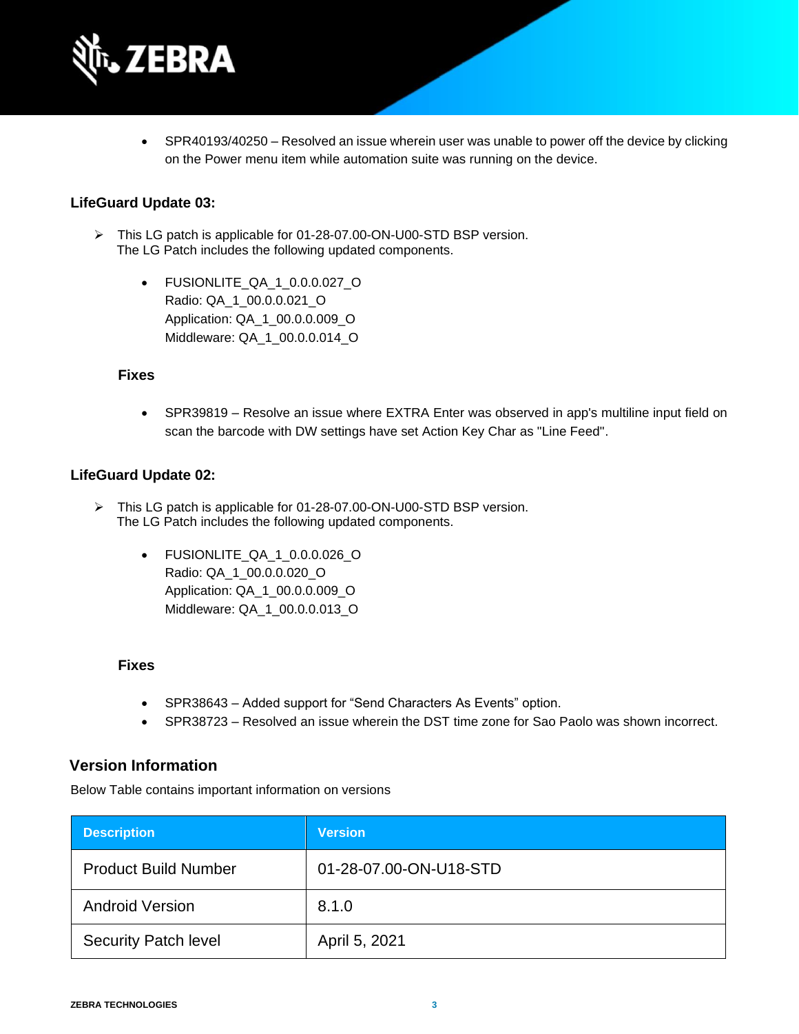- SPR40193/40250 – Resolved an issue wherein user was unable to power off the device by clicking on the Power menu item while automation suite was running on the device.

**LifeGuard Update 03:**

- This LG patch is applicable for 01-28-07.00-ON-U00-STD BSP version.
  The LG Patch includes the following updated components.

    - FUSIONLITE_QA_1_0.0.0.027_O
      Radio: QA_1_00.0.0.021_O
      Application: QA_1_00.0.0.009_O
      Middleware: QA_1_00.0.0.014_O

  **Fixes**

    - SPR39819 – Resolve an issue where EXTRA Enter was observed in app's multiline input field on scan the barcode with DW settings have set Action Key Char as "Line Feed".

**LifeGuard Update 02:**

- This LG patch is applicable for 01-28-07.00-ON-U00-STD BSP version.
  The LG Patch includes the following updated components.

    - FUSIONLITE_QA_1_0.0.0.026_O
      Radio: QA_1_00.0.0.020_O
      Application: QA_1_00.0.0.009_O
      Middleware: QA_1_00.0.0.013_O

  **Fixes**

    - SPR38643 – Added support for “Send Characters As Events” option.
    - SPR38723 – Resolved an issue wherein the DST time zone for Sao Paolo was shown incorrect.

## Version Information

Below Table contains important information on versions

| Description | Version |
|---|---|
| Product Build Number | 01-28-07.00-ON-U18-STD |
| Android Version | 8.1.0 |
| Security Patch level | April 5, 2021 |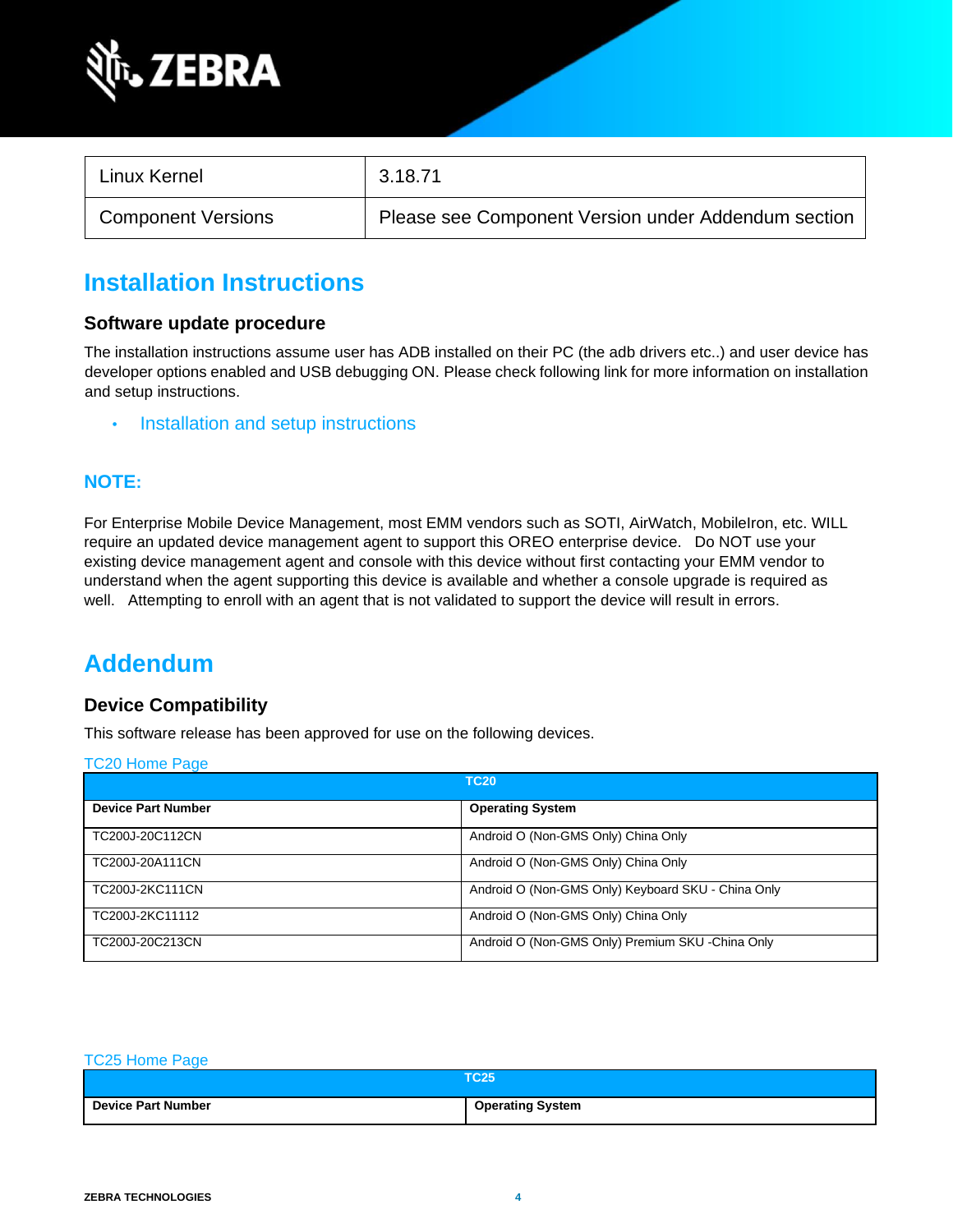| Linux Kernel | 3.18.71 |
|---|---|
| Component Versions | Please see Component Version under Addendum section |

# Installation Instructions

### Software update procedure

The installation instructions assume user has ADB installed on their PC (the adb drivers etc..) and user device has developer options enabled and USB debugging ON. Please check following link for more information on installation and setup instructions.

- Installation and setup instructions

### NOTE:

For Enterprise Mobile Device Management, most EMM vendors such as SOTI, AirWatch, MobileIron, etc. WILL require an updated device management agent to support this OREO enterprise device. Do NOT use your existing device management agent and console with this device without first contacting your EMM vendor to understand when the agent supporting this device is available and whether a console upgrade is required as well. Attempting to enroll with an agent that is not validated to support the device will result in errors.

# Addendum

### Device Compatibility

This software release has been approved for use on the following devices.

TC20 Home Page

| TC20 | |
|---|---|
| **Device Part Number** | **Operating System** |
| TC200J-20C112CN | Android O (Non-GMS Only) China Only |
| TC200J-20A111CN | Android O (Non-GMS Only) China Only |
| TC200J-2KC111CN | Android O (Non-GMS Only) Keyboard SKU - China Only |
| TC200J-2KC11112 | Android O (Non-GMS Only) China Only |
| TC200J-20C213CN | Android O (Non-GMS Only) Premium SKU -China Only |

TC25 Home Page

| TC25 | |
|---|---|
| **Device Part Number** | **Operating System** |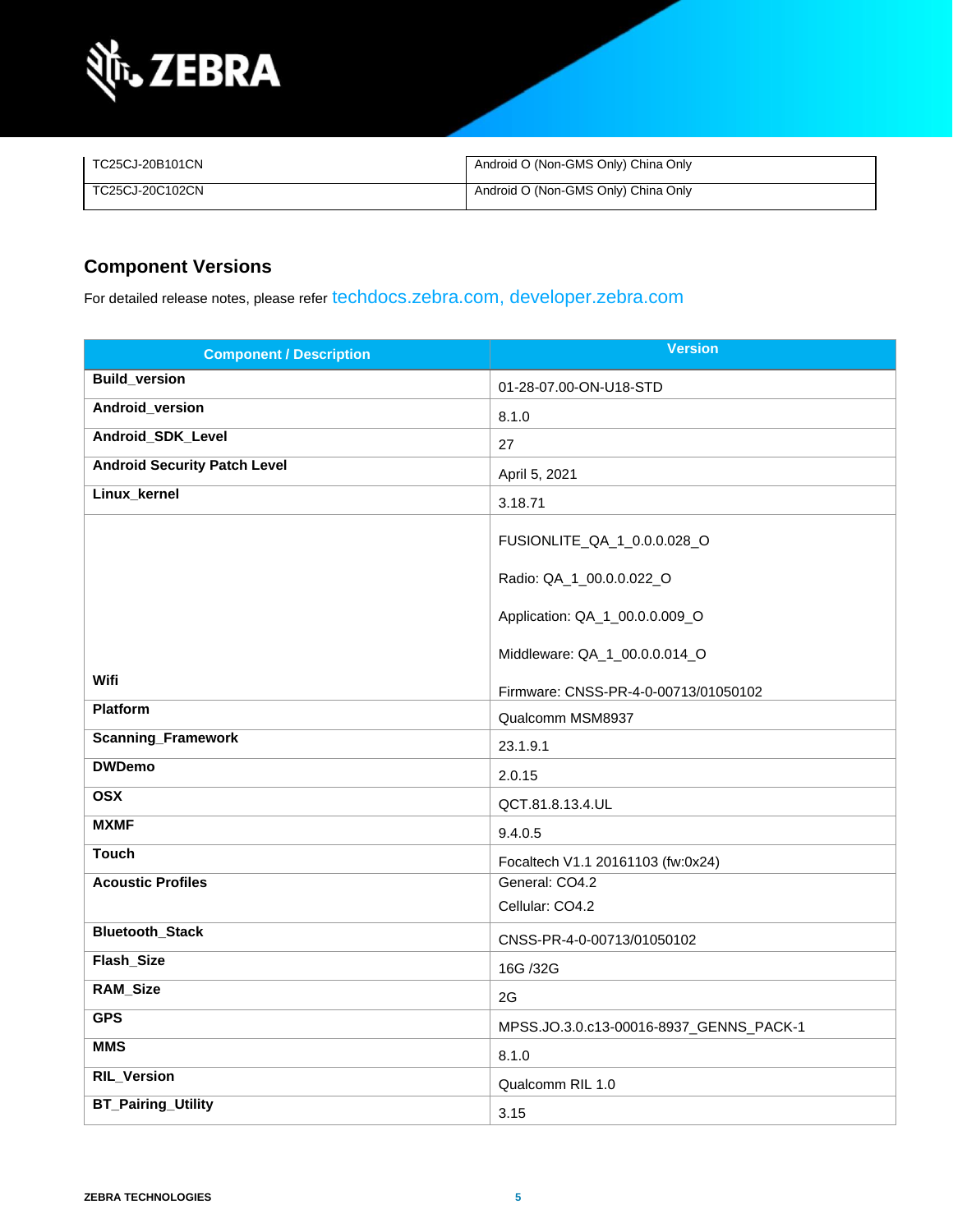| TC25CJ-20B101CN | Android O (Non-GMS Only) China Only |
|---|---|
| TC25CJ-20C102CN | Android O (Non-GMS Only) China Only |

## Component Versions

For detailed release notes, please refer techdocs.zebra.com, developer.zebra.com

| Component / Description | Version |
|---|---|
| **Build_version** | 01-28-07.00-ON-U18-STD |
| **Android_version** | 8.1.0 |
| **Android_SDK_Level** | 27 |
| **Android Security Patch Level** | April 5, 2021 |
| **Linux_kernel** | 3.18.71 |
| **Wifi** | FUSIONLITE_QA_1_0.0.0.028_O<br><br>Radio: QA_1_00.0.0.022_O<br><br>Application: QA_1_00.0.0.009_O<br><br>Middleware: QA_1_00.0.0.014_O<br><br>Firmware: CNSS-PR-4-0-00713/01050102 |
| **Platform** | Qualcomm MSM8937 |
| **Scanning_Framework** | 23.1.9.1 |
| **DWDemo** | 2.0.15 |
| **OSX** | QCT.81.8.13.4.UL |
| **MXMF** | 9.4.0.5 |
| **Touch** | Focaltech V1.1 20161103 (fw:0x24) |
| **Acoustic Profiles** | General: CO4.2<br>Cellular: CO4.2 |
| **Bluetooth_Stack** | CNSS-PR-4-0-00713/01050102 |
| **Flash_Size** | 16G /32G |
| **RAM_Size** | 2G |
| **GPS** | MPSS.JO.3.0.c13-00016-8937_GENNS_PACK-1 |
| **MMS** | 8.1.0 |
| **RIL_Version** | Qualcomm RIL 1.0 |
| **BT_Pairing_Utility** | 3.15 |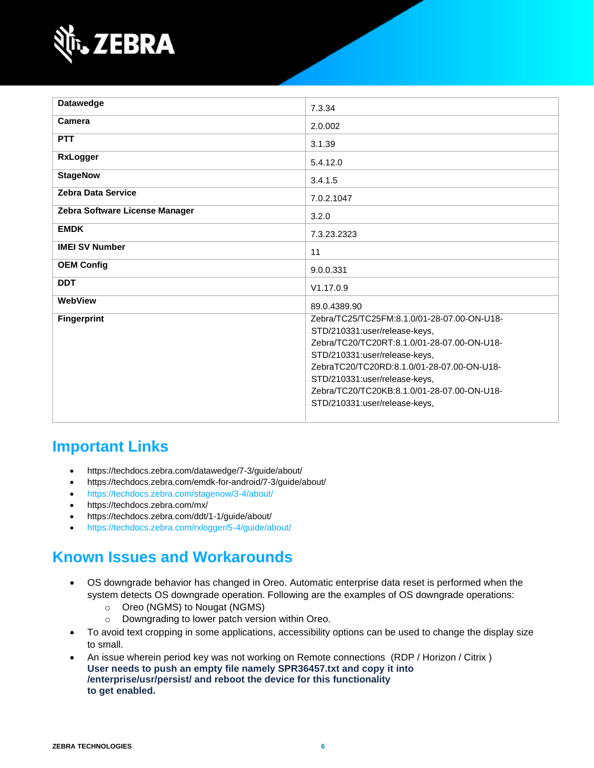| | |
|---|---|
| **Datawedge** | 7.3.34 |
| **Camera** | 2.0.002 |
| **PTT** | 3.1.39 |
| **RxLogger** | 5.4.12.0 |
| **StageNow** | 3.4.1.5 |
| **Zebra Data Service** | 7.0.2.1047 |
| **Zebra Software License Manager** | 3.2.0 |
| **EMDK** | 7.3.23.2323 |
| **IMEI SV Number** | 11 |
| **OEM Config** | 9.0.0.331 |
| **DDT** | V1.17.0.9 |
| **WebView** | 89.0.4389.90 |
| **Fingerprint** | Zebra/TC25/TC25FM:8.1.0/01-28-07.00-ON-U18-STD/210331:user/release-keys, Zebra/TC20/TC20RT:8.1.0/01-28-07.00-ON-U18-STD/210331:user/release-keys, ZebraTC20/TC20RD:8.1.0/01-28-07.00-ON-U18-STD/210331:user/release-keys, Zebra/TC20/TC20KB:8.1.0/01-28-07.00-ON-U18-STD/210331:user/release-keys, |

## Important Links

- https://techdocs.zebra.com/datawedge/7-3/guide/about/
- https://techdocs.zebra.com/emdk-for-android/7-3/guide/about/
- https://techdocs.zebra.com/stagenow/3-4/about/
- https://techdocs.zebra.com/mx/
- https://techdocs.zebra.com/ddt/1-1/guide/about/
- https://techdocs.zebra.com/rxlogger/5-4/guide/about/

## Known Issues and Workarounds

- OS downgrade behavior has changed in Oreo. Automatic enterprise data reset is performed when the system detects OS downgrade operation. Following are the examples of OS downgrade operations:
  - Oreo (NGMS) to Nougat (NGMS)
  - Downgrading to lower patch version within Oreo.
- To avoid text cropping in some applications, accessibility options can be used to change the display size to small.
- An issue wherein period key was not working on Remote connections (RDP / Horizon / Citrix )
  **User needs to push an empty file namely SPR36457.txt and copy it into /enterprise/usr/persist/ and reboot the device for this functionality to get enabled.**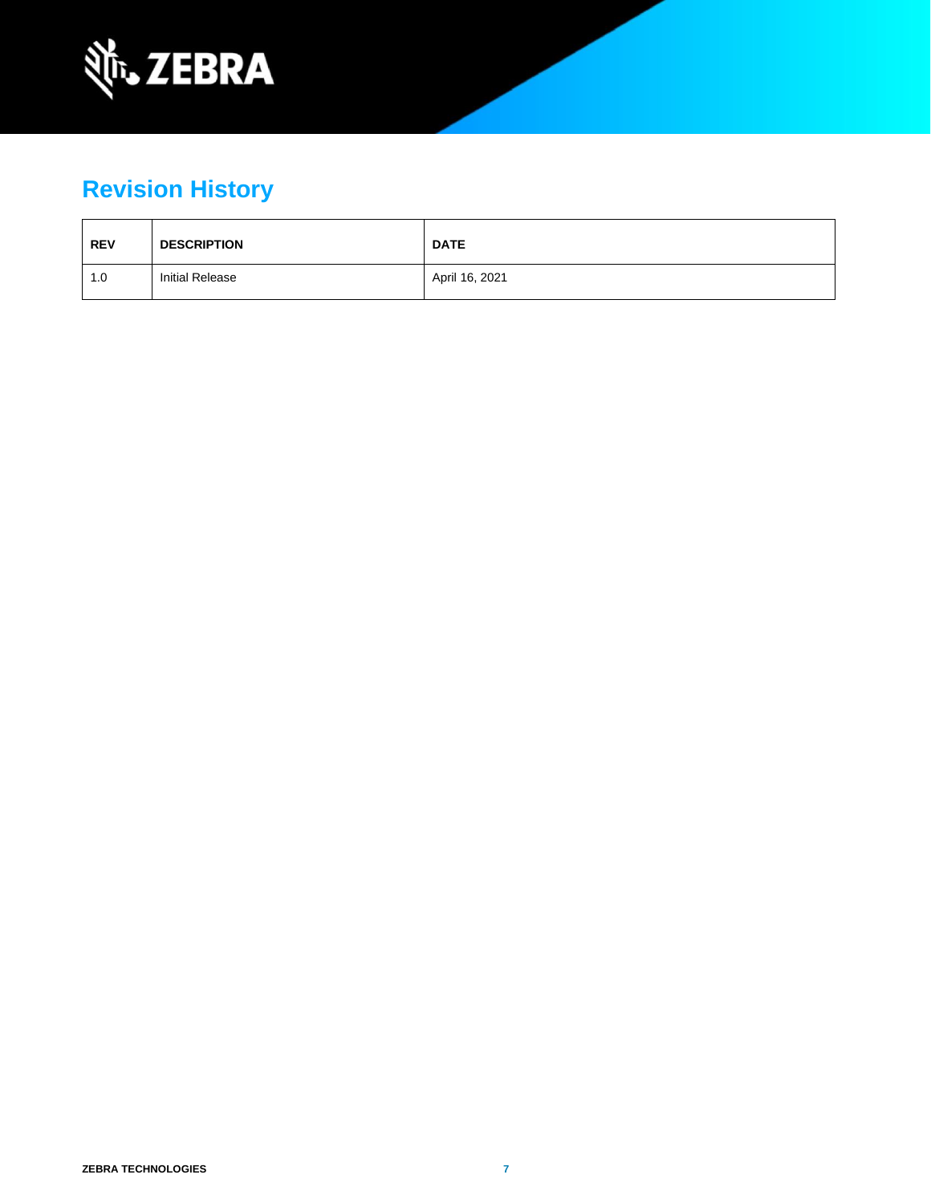## Revision History

| REV | DESCRIPTION | DATE |
|---|---|---|
| 1.0 | Initial Release | April 16, 2021 |